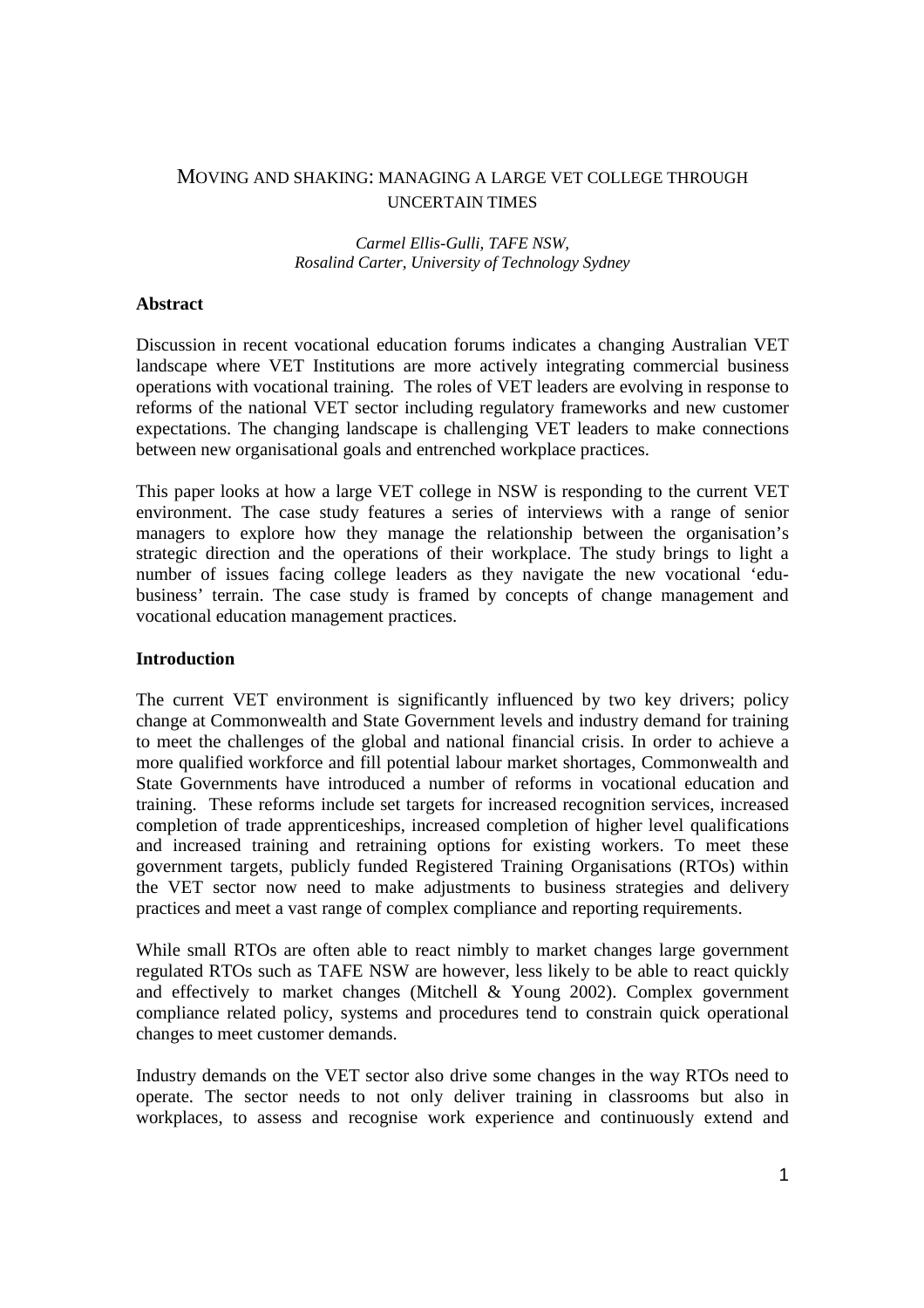# Moving and shaking: managing a large VET college through uncertain times

*Carmel Ellis-Gulli, TAFE NSW,*
*Rosalind Carter, University of Technology Sydney*

## Abstract

Discussion in recent vocational education forums indicates a changing Australian VET landscape where VET Institutions are more actively integrating commercial business operations with vocational training. The roles of VET leaders are evolving in response to reforms of the national VET sector including regulatory frameworks and new customer expectations. The changing landscape is challenging VET leaders to make connections between new organisational goals and entrenched workplace practices.

This paper looks at how a large VET college in NSW is responding to the current VET environment. The case study features a series of interviews with a range of senior managers to explore how they manage the relationship between the organisation's strategic direction and the operations of their workplace. The study brings to light a number of issues facing college leaders as they navigate the new vocational 'edu-business' terrain. The case study is framed by concepts of change management and vocational education management practices.

## Introduction

The current VET environment is significantly influenced by two key drivers; policy change at Commonwealth and State Government levels and industry demand for training to meet the challenges of the global and national financial crisis. In order to achieve a more qualified workforce and fill potential labour market shortages, Commonwealth and State Governments have introduced a number of reforms in vocational education and training. These reforms include set targets for increased recognition services, increased completion of trade apprenticeships, increased completion of higher level qualifications and increased training and retraining options for existing workers. To meet these government targets, publicly funded Registered Training Organisations (RTOs) within the VET sector now need to make adjustments to business strategies and delivery practices and meet a vast range of complex compliance and reporting requirements.

While small RTOs are often able to react nimbly to market changes large government regulated RTOs such as TAFE NSW are however, less likely to be able to react quickly and effectively to market changes (Mitchell & Young 2002). Complex government compliance related policy, systems and procedures tend to constrain quick operational changes to meet customer demands.

Industry demands on the VET sector also drive some changes in the way RTOs need to operate. The sector needs to not only deliver training in classrooms but also in workplaces, to assess and recognise work experience and continuously extend and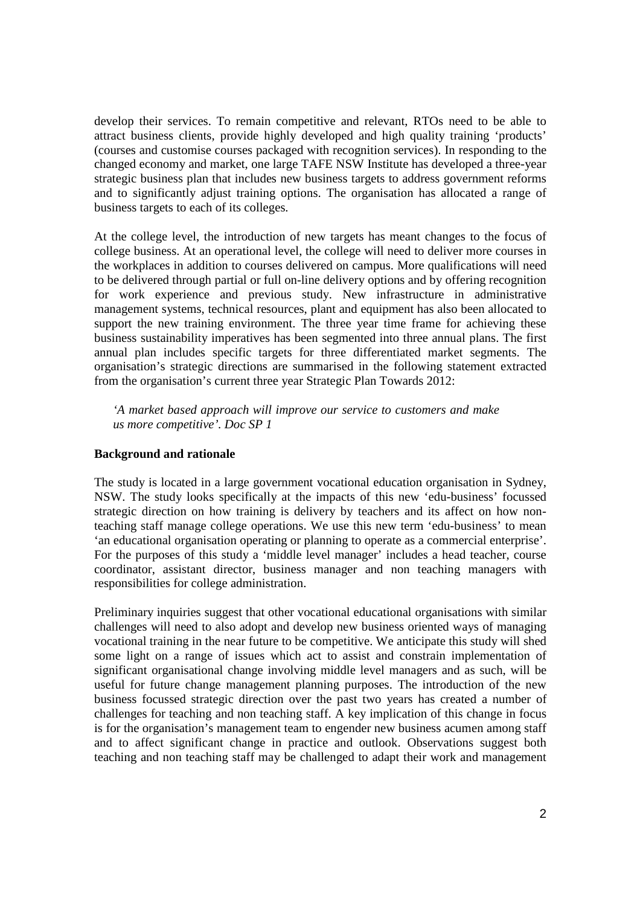develop their services. To remain competitive and relevant, RTOs need to be able to attract business clients, provide highly developed and high quality training 'products' (courses and customise courses packaged with recognition services). In responding to the changed economy and market, one large TAFE NSW Institute has developed a three-year strategic business plan that includes new business targets to address government reforms and to significantly adjust training options. The organisation has allocated a range of business targets to each of its colleges.

At the college level, the introduction of new targets has meant changes to the focus of college business. At an operational level, the college will need to deliver more courses in the workplaces in addition to courses delivered on campus. More qualifications will need to be delivered through partial or full on-line delivery options and by offering recognition for work experience and previous study. New infrastructure in administrative management systems, technical resources, plant and equipment has also been allocated to support the new training environment. The three year time frame for achieving these business sustainability imperatives has been segmented into three annual plans. The first annual plan includes specific targets for three differentiated market segments. The organisation's strategic directions are summarised in the following statement extracted from the organisation's current three year Strategic Plan Towards 2012:

> *'A market based approach will improve our service to customers and make us more competitive'. Doc SP 1*

**Background and rationale**

The study is located in a large government vocational education organisation in Sydney, NSW. The study looks specifically at the impacts of this new 'edu-business' focussed strategic direction on how training is delivery by teachers and its affect on how non-teaching staff manage college operations. We use this new term 'edu-business' to mean 'an educational organisation operating or planning to operate as a commercial enterprise'. For the purposes of this study a 'middle level manager' includes a head teacher, course coordinator, assistant director, business manager and non teaching managers with responsibilities for college administration.

Preliminary inquiries suggest that other vocational educational organisations with similar challenges will need to also adopt and develop new business oriented ways of managing vocational training in the near future to be competitive. We anticipate this study will shed some light on a range of issues which act to assist and constrain implementation of significant organisational change involving middle level managers and as such, will be useful for future change management planning purposes. The introduction of the new business focussed strategic direction over the past two years has created a number of challenges for teaching and non teaching staff. A key implication of this change in focus is for the organisation's management team to engender new business acumen among staff and to affect significant change in practice and outlook. Observations suggest both teaching and non teaching staff may be challenged to adapt their work and management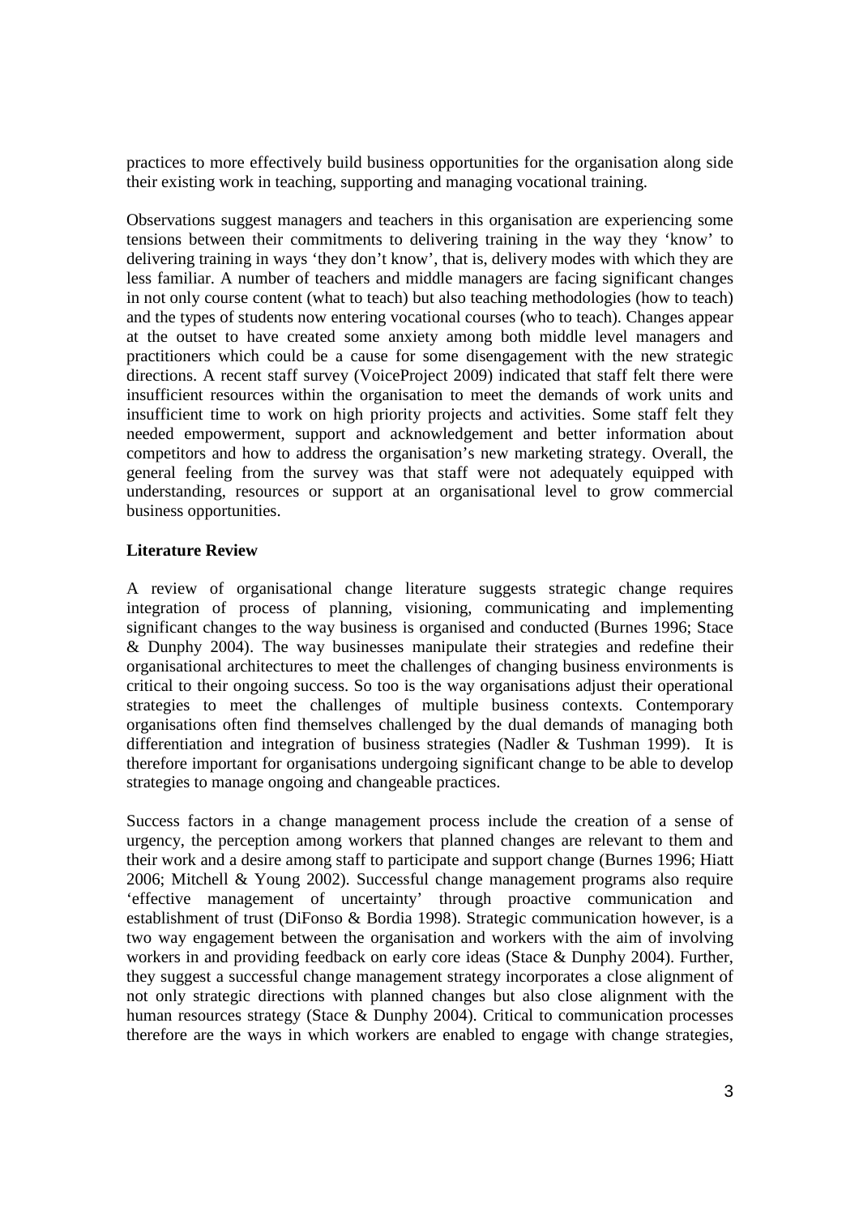practices to more effectively build business opportunities for the organisation along side their existing work in teaching, supporting and managing vocational training.

Observations suggest managers and teachers in this organisation are experiencing some tensions between their commitments to delivering training in the way they 'know' to delivering training in ways 'they don't know', that is, delivery modes with which they are less familiar. A number of teachers and middle managers are facing significant changes in not only course content (what to teach) but also teaching methodologies (how to teach) and the types of students now entering vocational courses (who to teach). Changes appear at the outset to have created some anxiety among both middle level managers and practitioners which could be a cause for some disengagement with the new strategic directions. A recent staff survey (VoiceProject 2009) indicated that staff felt there were insufficient resources within the organisation to meet the demands of work units and insufficient time to work on high priority projects and activities. Some staff felt they needed empowerment, support and acknowledgement and better information about competitors and how to address the organisation's new marketing strategy. Overall, the general feeling from the survey was that staff were not adequately equipped with understanding, resources or support at an organisational level to grow commercial business opportunities.

**Literature Review**

A review of organisational change literature suggests strategic change requires integration of process of planning, visioning, communicating and implementing significant changes to the way business is organised and conducted (Burnes 1996; Stace & Dunphy 2004). The way businesses manipulate their strategies and redefine their organisational architectures to meet the challenges of changing business environments is critical to their ongoing success. So too is the way organisations adjust their operational strategies to meet the challenges of multiple business contexts. Contemporary organisations often find themselves challenged by the dual demands of managing both differentiation and integration of business strategies (Nadler & Tushman 1999). It is therefore important for organisations undergoing significant change to be able to develop strategies to manage ongoing and changeable practices.

Success factors in a change management process include the creation of a sense of urgency, the perception among workers that planned changes are relevant to them and their work and a desire among staff to participate and support change (Burnes 1996; Hiatt 2006; Mitchell & Young 2002). Successful change management programs also require 'effective management of uncertainty' through proactive communication and establishment of trust (DiFonso & Bordia 1998). Strategic communication however, is a two way engagement between the organisation and workers with the aim of involving workers in and providing feedback on early core ideas (Stace & Dunphy 2004). Further, they suggest a successful change management strategy incorporates a close alignment of not only strategic directions with planned changes but also close alignment with the human resources strategy (Stace & Dunphy 2004). Critical to communication processes therefore are the ways in which workers are enabled to engage with change strategies,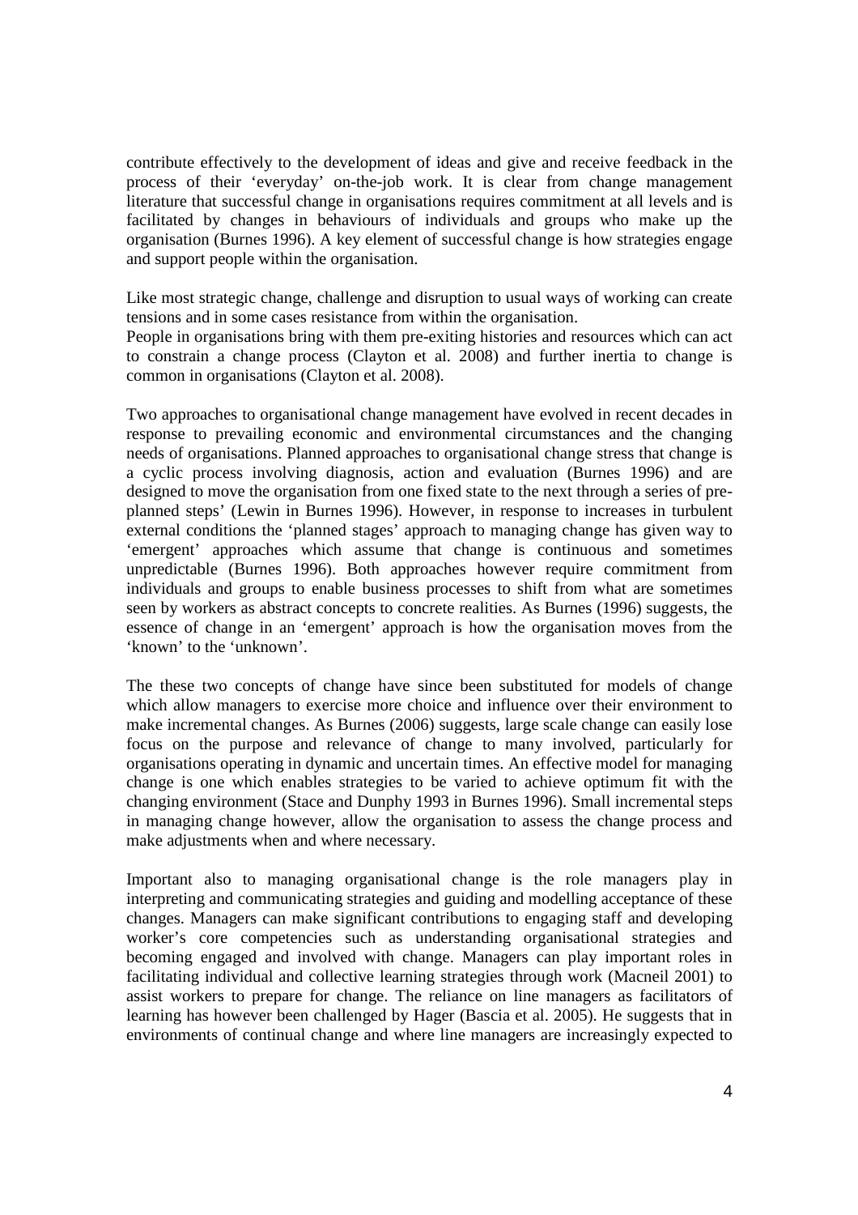contribute effectively to the development of ideas and give and receive feedback in the process of their 'everyday' on-the-job work. It is clear from change management literature that successful change in organisations requires commitment at all levels and is facilitated by changes in behaviours of individuals and groups who make up the organisation (Burnes 1996). A key element of successful change is how strategies engage and support people within the organisation.

Like most strategic change, challenge and disruption to usual ways of working can create tensions and in some cases resistance from within the organisation.
People in organisations bring with them pre-exiting histories and resources which can act to constrain a change process (Clayton et al. 2008) and further inertia to change is common in organisations (Clayton et al. 2008).

Two approaches to organisational change management have evolved in recent decades in response to prevailing economic and environmental circumstances and the changing needs of organisations. Planned approaches to organisational change stress that change is a cyclic process involving diagnosis, action and evaluation (Burnes 1996) and are designed to move the organisation from one fixed state to the next through a series of pre-planned steps' (Lewin in Burnes 1996). However, in response to increases in turbulent external conditions the 'planned stages' approach to managing change has given way to 'emergent' approaches which assume that change is continuous and sometimes unpredictable (Burnes 1996). Both approaches however require commitment from individuals and groups to enable business processes to shift from what are sometimes seen by workers as abstract concepts to concrete realities. As Burnes (1996) suggests, the essence of change in an 'emergent' approach is how the organisation moves from the 'known' to the 'unknown'.

The these two concepts of change have since been substituted for models of change which allow managers to exercise more choice and influence over their environment to make incremental changes. As Burnes (2006) suggests, large scale change can easily lose focus on the purpose and relevance of change to many involved, particularly for organisations operating in dynamic and uncertain times. An effective model for managing change is one which enables strategies to be varied to achieve optimum fit with the changing environment (Stace and Dunphy 1993 in Burnes 1996). Small incremental steps in managing change however, allow the organisation to assess the change process and make adjustments when and where necessary.

Important also to managing organisational change is the role managers play in interpreting and communicating strategies and guiding and modelling acceptance of these changes. Managers can make significant contributions to engaging staff and developing worker's core competencies such as understanding organisational strategies and becoming engaged and involved with change. Managers can play important roles in facilitating individual and collective learning strategies through work (Macneil 2001) to assist workers to prepare for change. The reliance on line managers as facilitators of learning has however been challenged by Hager (Bascia et al. 2005). He suggests that in environments of continual change and where line managers are increasingly expected to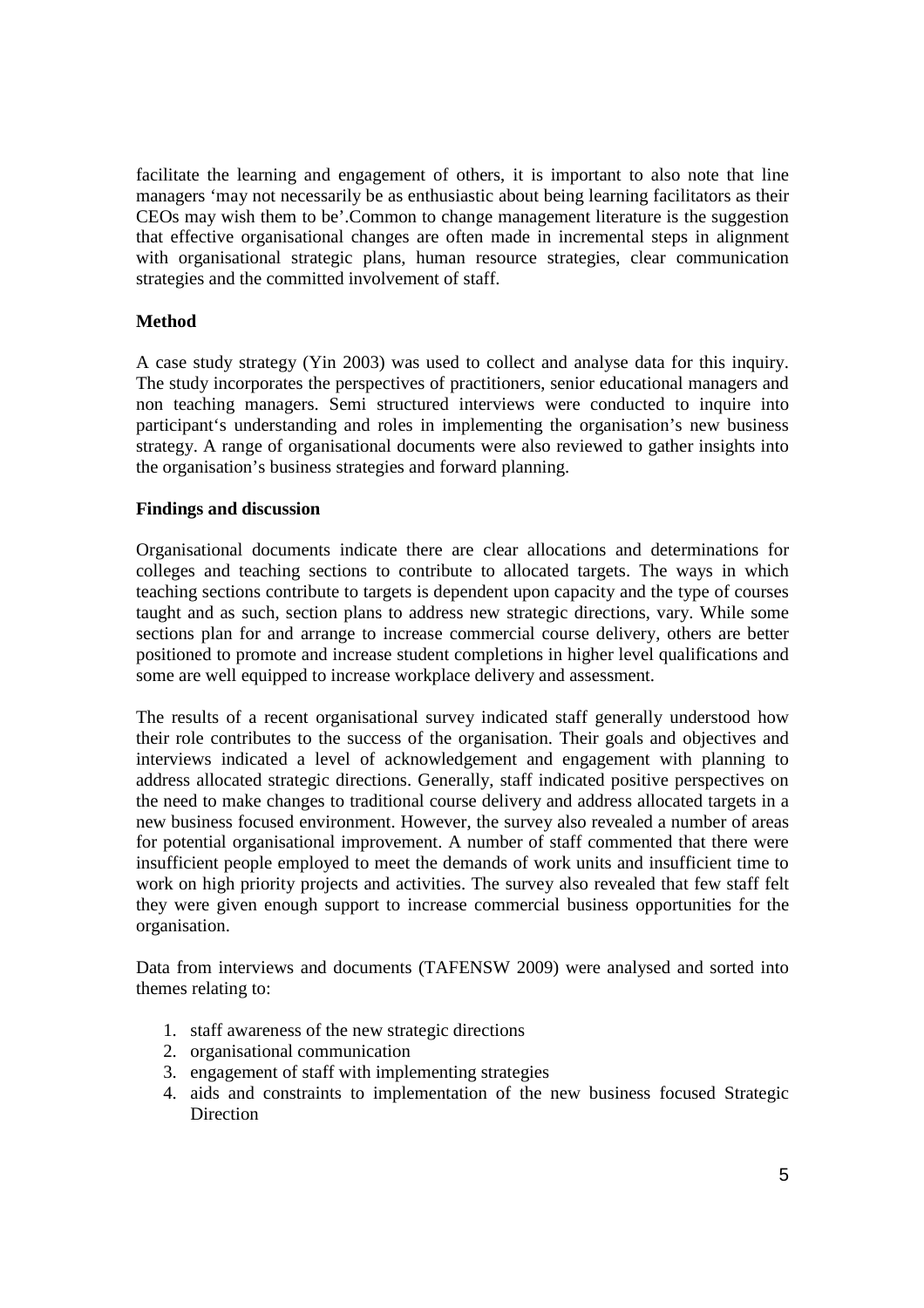facilitate the learning and engagement of others, it is important to also note that line managers 'may not necessarily be as enthusiastic about being learning facilitators as their CEOs may wish them to be'.Common to change management literature is the suggestion that effective organisational changes are often made in incremental steps in alignment with organisational strategic plans, human resource strategies, clear communication strategies and the committed involvement of staff.

**Method**

A case study strategy (Yin 2003) was used to collect and analyse data for this inquiry. The study incorporates the perspectives of practitioners, senior educational managers and non teaching managers. Semi structured interviews were conducted to inquire into participant's understanding and roles in implementing the organisation's new business strategy. A range of organisational documents were also reviewed to gather insights into the organisation's business strategies and forward planning.

**Findings and discussion**

Organisational documents indicate there are clear allocations and determinations for colleges and teaching sections to contribute to allocated targets. The ways in which teaching sections contribute to targets is dependent upon capacity and the type of courses taught and as such, section plans to address new strategic directions, vary. While some sections plan for and arrange to increase commercial course delivery, others are better positioned to promote and increase student completions in higher level qualifications and some are well equipped to increase workplace delivery and assessment.

The results of a recent organisational survey indicated staff generally understood how their role contributes to the success of the organisation. Their goals and objectives and interviews indicated a level of acknowledgement and engagement with planning to address allocated strategic directions. Generally, staff indicated positive perspectives on the need to make changes to traditional course delivery and address allocated targets in a new business focused environment. However, the survey also revealed a number of areas for potential organisational improvement. A number of staff commented that there were insufficient people employed to meet the demands of work units and insufficient time to work on high priority projects and activities. The survey also revealed that few staff felt they were given enough support to increase commercial business opportunities for the organisation.

Data from interviews and documents (TAFENSW 2009) were analysed and sorted into themes relating to:

1. staff awareness of the new strategic directions
2. organisational communication
3. engagement of staff with implementing strategies
4. aids and constraints to implementation of the new business focused Strategic Direction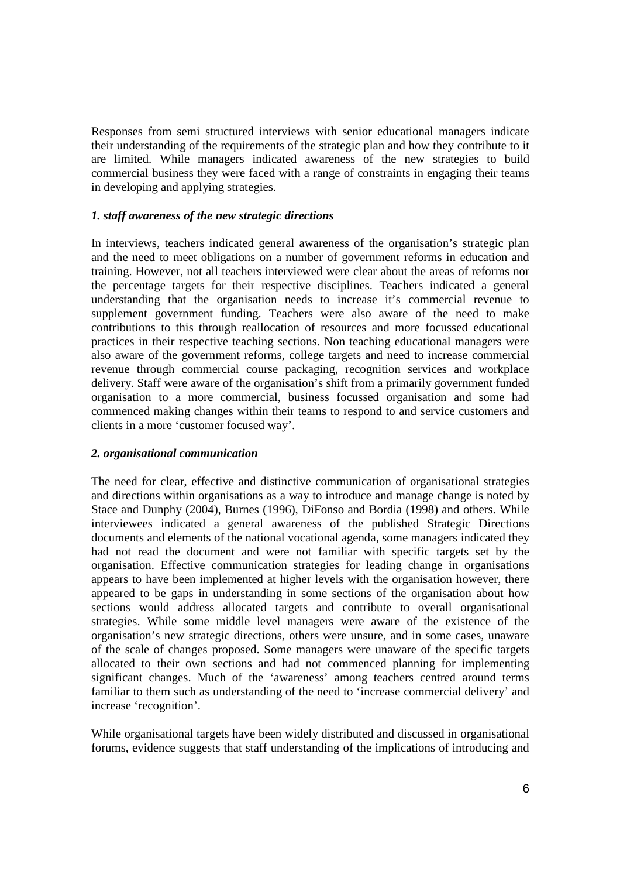Responses from semi structured interviews with senior educational managers indicate their understanding of the requirements of the strategic plan and how they contribute to it are limited. While managers indicated awareness of the new strategies to build commercial business they were faced with a range of constraints in engaging their teams in developing and applying strategies.

### *1. staff awareness of the new strategic directions*

In interviews, teachers indicated general awareness of the organisation's strategic plan and the need to meet obligations on a number of government reforms in education and training. However, not all teachers interviewed were clear about the areas of reforms nor the percentage targets for their respective disciplines. Teachers indicated a general understanding that the organisation needs to increase it's commercial revenue to supplement government funding. Teachers were also aware of the need to make contributions to this through reallocation of resources and more focussed educational practices in their respective teaching sections. Non teaching educational managers were also aware of the government reforms, college targets and need to increase commercial revenue through commercial course packaging, recognition services and workplace delivery. Staff were aware of the organisation's shift from a primarily government funded organisation to a more commercial, business focussed organisation and some had commenced making changes within their teams to respond to and service customers and clients in a more 'customer focused way'.

### *2. organisational communication*

The need for clear, effective and distinctive communication of organisational strategies and directions within organisations as a way to introduce and manage change is noted by Stace and Dunphy (2004), Burnes (1996), DiFonso and Bordia (1998) and others. While interviewees indicated a general awareness of the published Strategic Directions documents and elements of the national vocational agenda, some managers indicated they had not read the document and were not familiar with specific targets set by the organisation. Effective communication strategies for leading change in organisations appears to have been implemented at higher levels with the organisation however, there appeared to be gaps in understanding in some sections of the organisation about how sections would address allocated targets and contribute to overall organisational strategies. While some middle level managers were aware of the existence of the organisation's new strategic directions, others were unsure, and in some cases, unaware of the scale of changes proposed. Some managers were unaware of the specific targets allocated to their own sections and had not commenced planning for implementing significant changes. Much of the 'awareness' among teachers centred around terms familiar to them such as understanding of the need to 'increase commercial delivery' and increase 'recognition'.

While organisational targets have been widely distributed and discussed in organisational forums, evidence suggests that staff understanding of the implications of introducing and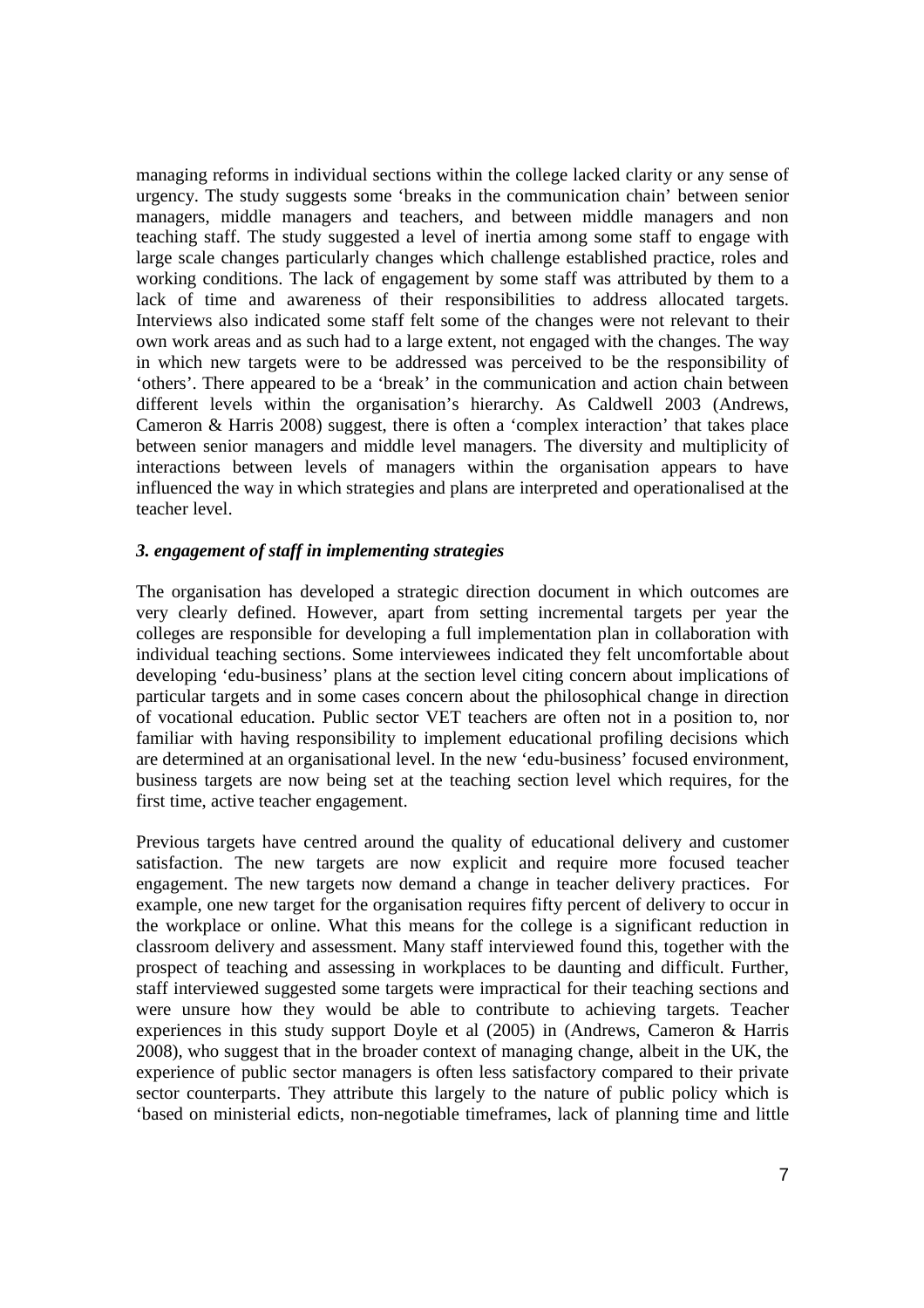managing reforms in individual sections within the college lacked clarity or any sense of urgency. The study suggests some 'breaks in the communication chain' between senior managers, middle managers and teachers, and between middle managers and non teaching staff. The study suggested a level of inertia among some staff to engage with large scale changes particularly changes which challenge established practice, roles and working conditions. The lack of engagement by some staff was attributed by them to a lack of time and awareness of their responsibilities to address allocated targets. Interviews also indicated some staff felt some of the changes were not relevant to their own work areas and as such had to a large extent, not engaged with the changes. The way in which new targets were to be addressed was perceived to be the responsibility of 'others'. There appeared to be a 'break' in the communication and action chain between different levels within the organisation's hierarchy. As Caldwell 2003 (Andrews, Cameron & Harris 2008) suggest, there is often a 'complex interaction' that takes place between senior managers and middle level managers. The diversity and multiplicity of interactions between levels of managers within the organisation appears to have influenced the way in which strategies and plans are interpreted and operationalised at the teacher level.

### *3. engagement of staff in implementing strategies*

The organisation has developed a strategic direction document in which outcomes are very clearly defined. However, apart from setting incremental targets per year the colleges are responsible for developing a full implementation plan in collaboration with individual teaching sections. Some interviewees indicated they felt uncomfortable about developing 'edu-business' plans at the section level citing concern about implications of particular targets and in some cases concern about the philosophical change in direction of vocational education. Public sector VET teachers are often not in a position to, nor familiar with having responsibility to implement educational profiling decisions which are determined at an organisational level. In the new 'edu-business' focused environment, business targets are now being set at the teaching section level which requires, for the first time, active teacher engagement.

Previous targets have centred around the quality of educational delivery and customer satisfaction. The new targets are now explicit and require more focused teacher engagement. The new targets now demand a change in teacher delivery practices. For example, one new target for the organisation requires fifty percent of delivery to occur in the workplace or online. What this means for the college is a significant reduction in classroom delivery and assessment. Many staff interviewed found this, together with the prospect of teaching and assessing in workplaces to be daunting and difficult. Further, staff interviewed suggested some targets were impractical for their teaching sections and were unsure how they would be able to contribute to achieving targets. Teacher experiences in this study support Doyle et al (2005) in (Andrews, Cameron & Harris 2008), who suggest that in the broader context of managing change, albeit in the UK, the experience of public sector managers is often less satisfactory compared to their private sector counterparts. They attribute this largely to the nature of public policy which is 'based on ministerial edicts, non-negotiable timeframes, lack of planning time and little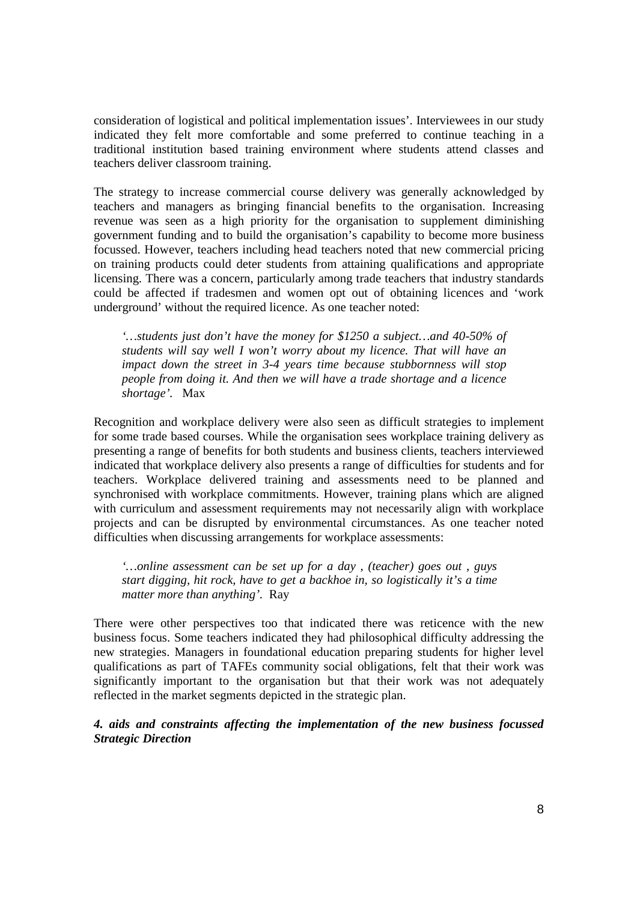consideration of logistical and political implementation issues'. Interviewees in our study indicated they felt more comfortable and some preferred to continue teaching in a traditional institution based training environment where students attend classes and teachers deliver classroom training.

The strategy to increase commercial course delivery was generally acknowledged by teachers and managers as bringing financial benefits to the organisation. Increasing revenue was seen as a high priority for the organisation to supplement diminishing government funding and to build the organisation's capability to become more business focussed. However, teachers including head teachers noted that new commercial pricing on training products could deter students from attaining qualifications and appropriate licensing. There was a concern, particularly among trade teachers that industry standards could be affected if tradesmen and women opt out of obtaining licences and 'work underground' without the required licence. As one teacher noted:

> *'…students just don't have the money for $1250 a subject…and 40-50% of students will say well I won't worry about my licence. That will have an impact down the street in 3-4 years time because stubbornness will stop people from doing it. And then we will have a trade shortage and a licence shortage'.* Max

Recognition and workplace delivery were also seen as difficult strategies to implement for some trade based courses. While the organisation sees workplace training delivery as presenting a range of benefits for both students and business clients, teachers interviewed indicated that workplace delivery also presents a range of difficulties for students and for teachers. Workplace delivered training and assessments need to be planned and synchronised with workplace commitments. However, training plans which are aligned with curriculum and assessment requirements may not necessarily align with workplace projects and can be disrupted by environmental circumstances. As one teacher noted difficulties when discussing arrangements for workplace assessments:

> *'…online assessment can be set up for a day , (teacher) goes out , guys start digging, hit rock, have to get a backhoe in, so logistically it's a time matter more than anything'.* Ray

There were other perspectives too that indicated there was reticence with the new business focus. Some teachers indicated they had philosophical difficulty addressing the new strategies. Managers in foundational education preparing students for higher level qualifications as part of TAFEs community social obligations, felt that their work was significantly important to the organisation but that their work was not adequately reflected in the market segments depicted in the strategic plan.

***4. aids and constraints affecting the implementation of the new business focussed Strategic Direction***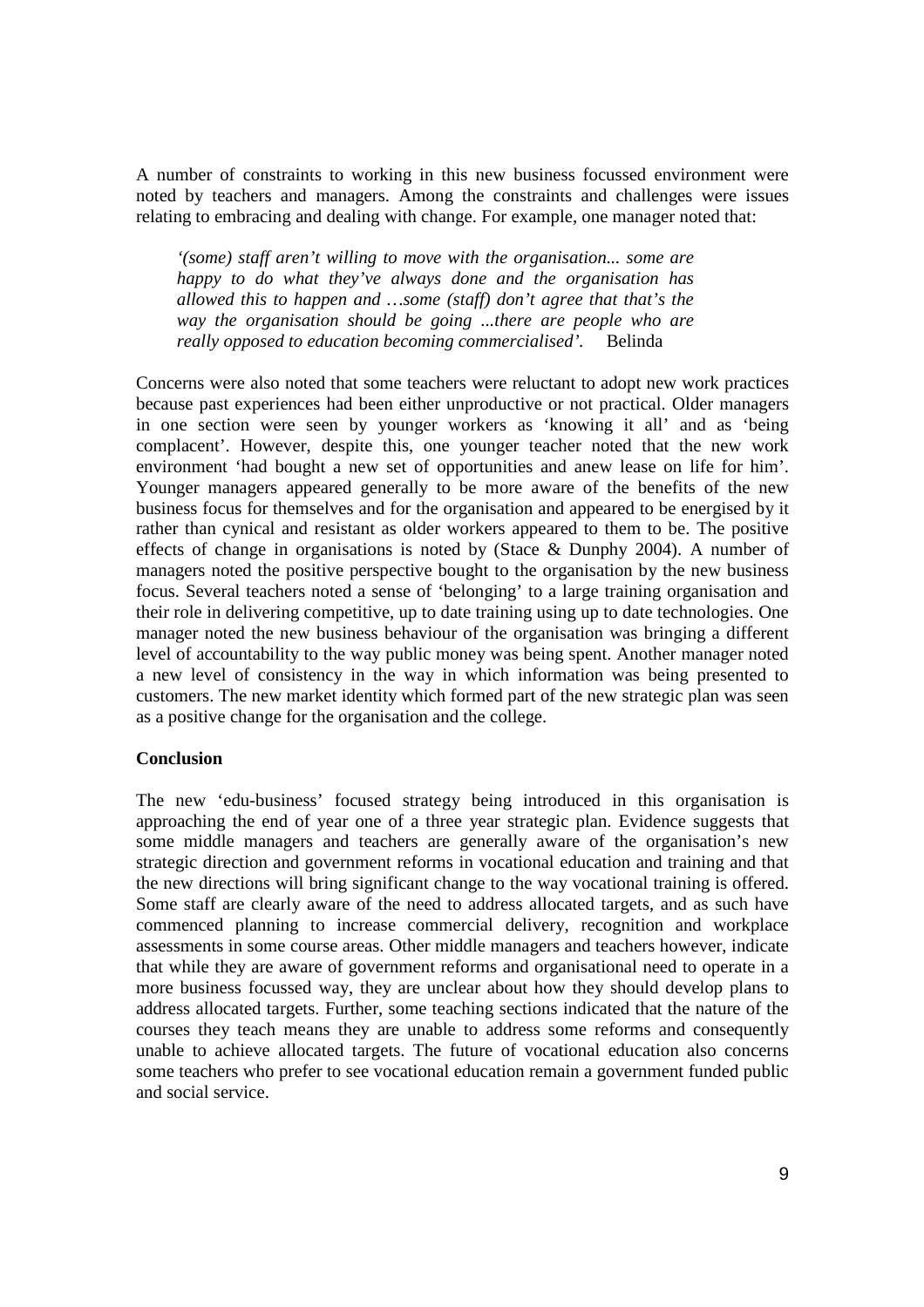A number of constraints to working in this new business focussed environment were noted by teachers and managers. Among the constraints and challenges were issues relating to embracing and dealing with change. For example, one manager noted that:

> *'(some) staff aren't willing to move with the organisation... some are happy to do what they've always done and the organisation has allowed this to happen and …some (staff) don't agree that that's the way the organisation should be going ...there are people who are really opposed to education becoming commercialised'.* Belinda

Concerns were also noted that some teachers were reluctant to adopt new work practices because past experiences had been either unproductive or not practical. Older managers in one section were seen by younger workers as 'knowing it all' and as 'being complacent'. However, despite this, one younger teacher noted that the new work environment 'had bought a new set of opportunities and anew lease on life for him'. Younger managers appeared generally to be more aware of the benefits of the new business focus for themselves and for the organisation and appeared to be energised by it rather than cynical and resistant as older workers appeared to them to be. The positive effects of change in organisations is noted by (Stace & Dunphy 2004). A number of managers noted the positive perspective bought to the organisation by the new business focus. Several teachers noted a sense of 'belonging' to a large training organisation and their role in delivering competitive, up to date training using up to date technologies. One manager noted the new business behaviour of the organisation was bringing a different level of accountability to the way public money was being spent. Another manager noted a new level of consistency in the way in which information was being presented to customers. The new market identity which formed part of the new strategic plan was seen as a positive change for the organisation and the college.

**Conclusion**

The new 'edu-business' focused strategy being introduced in this organisation is approaching the end of year one of a three year strategic plan. Evidence suggests that some middle managers and teachers are generally aware of the organisation's new strategic direction and government reforms in vocational education and training and that the new directions will bring significant change to the way vocational training is offered. Some staff are clearly aware of the need to address allocated targets, and as such have commenced planning to increase commercial delivery, recognition and workplace assessments in some course areas. Other middle managers and teachers however, indicate that while they are aware of government reforms and organisational need to operate in a more business focussed way, they are unclear about how they should develop plans to address allocated targets. Further, some teaching sections indicated that the nature of the courses they teach means they are unable to address some reforms and consequently unable to achieve allocated targets. The future of vocational education also concerns some teachers who prefer to see vocational education remain a government funded public and social service.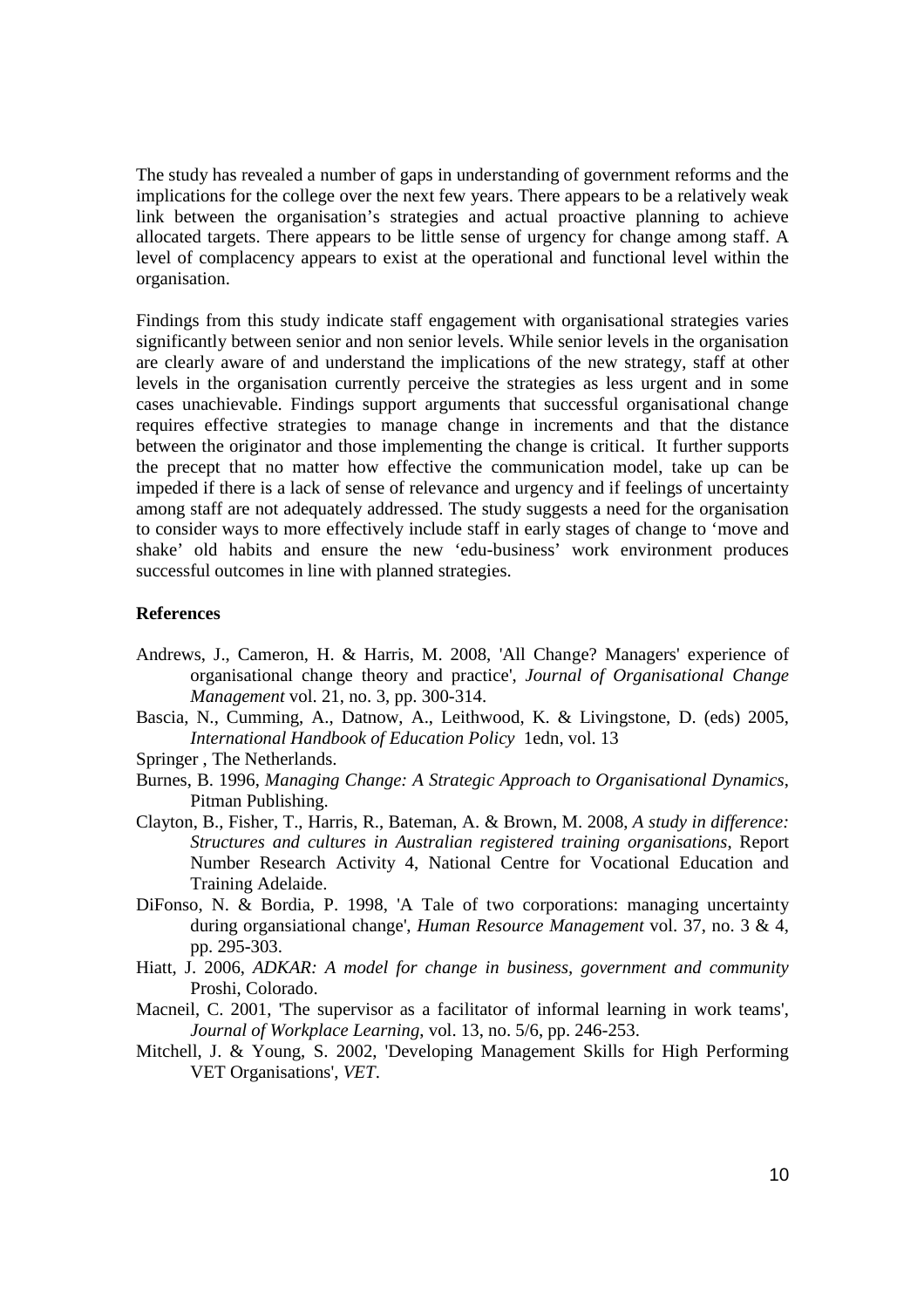The study has revealed a number of gaps in understanding of government reforms and the implications for the college over the next few years. There appears to be a relatively weak link between the organisation's strategies and actual proactive planning to achieve allocated targets. There appears to be little sense of urgency for change among staff. A level of complacency appears to exist at the operational and functional level within the organisation.

Findings from this study indicate staff engagement with organisational strategies varies significantly between senior and non senior levels. While senior levels in the organisation are clearly aware of and understand the implications of the new strategy, staff at other levels in the organisation currently perceive the strategies as less urgent and in some cases unachievable. Findings support arguments that successful organisational change requires effective strategies to manage change in increments and that the distance between the originator and those implementing the change is critical. It further supports the precept that no matter how effective the communication model, take up can be impeded if there is a lack of sense of relevance and urgency and if feelings of uncertainty among staff are not adequately addressed. The study suggests a need for the organisation to consider ways to more effectively include staff in early stages of change to 'move and shake' old habits and ensure the new 'edu-business' work environment produces successful outcomes in line with planned strategies.

**References**

Andrews, J., Cameron, H. & Harris, M. 2008, 'All Change? Managers' experience of organisational change theory and practice', *Journal of Organisational Change Management* vol. 21, no. 3, pp. 300-314.

Bascia, N., Cumming, A., Datnow, A., Leithwood, K. & Livingstone, D. (eds) 2005, *International Handbook of Education Policy* 1edn, vol. 13

Springer , The Netherlands.

Burnes, B. 1996, *Managing Change: A Strategic Approach to Organisational Dynamics*, Pitman Publishing.

Clayton, B., Fisher, T., Harris, R., Bateman, A. & Brown, M. 2008, *A study in difference: Structures and cultures in Australian registered training organisations*, Report Number Research Activity 4, National Centre for Vocational Education and Training Adelaide.

DiFonso, N. & Bordia, P. 1998, 'A Tale of two corporations: managing uncertainty during organsiational change', *Human Resource Management* vol. 37, no. 3 & 4, pp. 295-303.

Hiatt, J. 2006, *ADKAR: A model for change in business, government and community* Proshi, Colorado.

Macneil, C. 2001, 'The supervisor as a facilitator of informal learning in work teams', *Journal of Workplace Learning*, vol. 13, no. 5/6, pp. 246-253.

Mitchell, J. & Young, S. 2002, 'Developing Management Skills for High Performing VET Organisations', *VET*.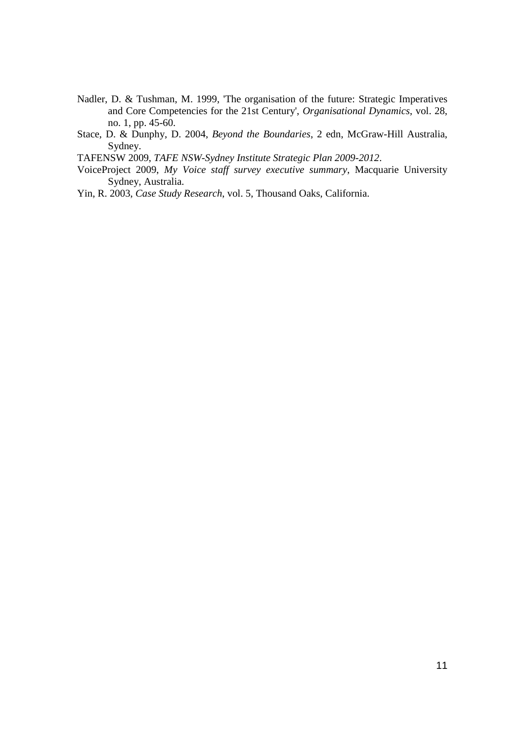Nadler, D. & Tushman, M. 1999, 'The organisation of the future: Strategic Imperatives and Core Competencies for the 21st Century', *Organisational Dynamics*, vol. 28, no. 1, pp. 45-60.

Stace, D. & Dunphy, D. 2004, *Beyond the Boundaries*, 2 edn, McGraw-Hill Australia, Sydney.

TAFENSW 2009, *TAFE NSW-Sydney Institute Strategic Plan 2009-2012*.

VoiceProject 2009, *My Voice staff survey executive summary*, Macquarie University Sydney, Australia.

Yin, R. 2003, *Case Study Research*, vol. 5, Thousand Oaks, California.